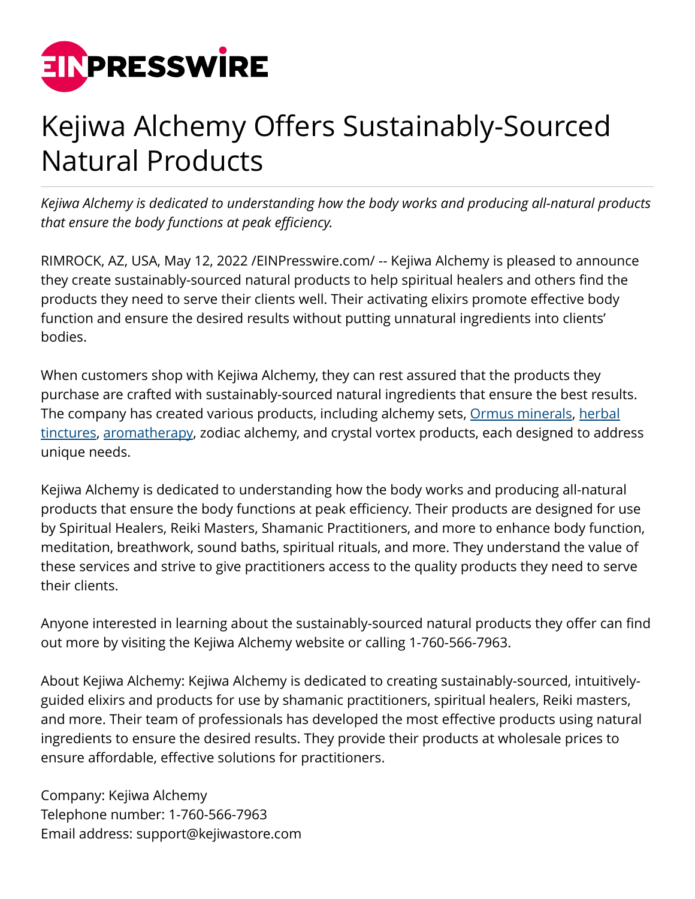# Kejiwa Alchemy Offers Sustainably-Sourced Natural Products

*Kejiwa Alchemy is dedicated to understanding how the body works and producing all-natural products that ensure the body functions at peak efficiency.*

RIMROCK, AZ, USA, May 12, 2022 /EINPresswire.com/ -- Kejiwa Alchemy is pleased to announce they create sustainably-sourced natural products to help spiritual healers and others find the products they need to serve their clients well. Their activating elixirs promote effective body function and ensure the desired results without putting unnatural ingredients into clients' bodies.

When customers shop with Kejiwa Alchemy, they can rest assured that the products they purchase are crafted with sustainably-sourced natural ingredients that ensure the best results. The company has created various products, including alchemy sets, Ormus minerals, herbal tinctures, aromatherapy, zodiac alchemy, and crystal vortex products, each designed to address unique needs.

Kejiwa Alchemy is dedicated to understanding how the body works and producing all-natural products that ensure the body functions at peak efficiency. Their products are designed for use by Spiritual Healers, Reiki Masters, Shamanic Practitioners, and more to enhance body function, meditation, breathwork, sound baths, spiritual rituals, and more. They understand the value of these services and strive to give practitioners access to the quality products they need to serve their clients.

Anyone interested in learning about the sustainably-sourced natural products they offer can find out more by visiting the Kejiwa Alchemy website or calling 1-760-566-7963.

About Kejiwa Alchemy: Kejiwa Alchemy is dedicated to creating sustainably-sourced, intuitively-guided elixirs and products for use by shamanic practitioners, spiritual healers, Reiki masters, and more. Their team of professionals has developed the most effective products using natural ingredients to ensure the desired results. They provide their products at wholesale prices to ensure affordable, effective solutions for practitioners.

Company: Kejiwa Alchemy
Telephone number: 1-760-566-7963
Email address: support@kejiwastore.com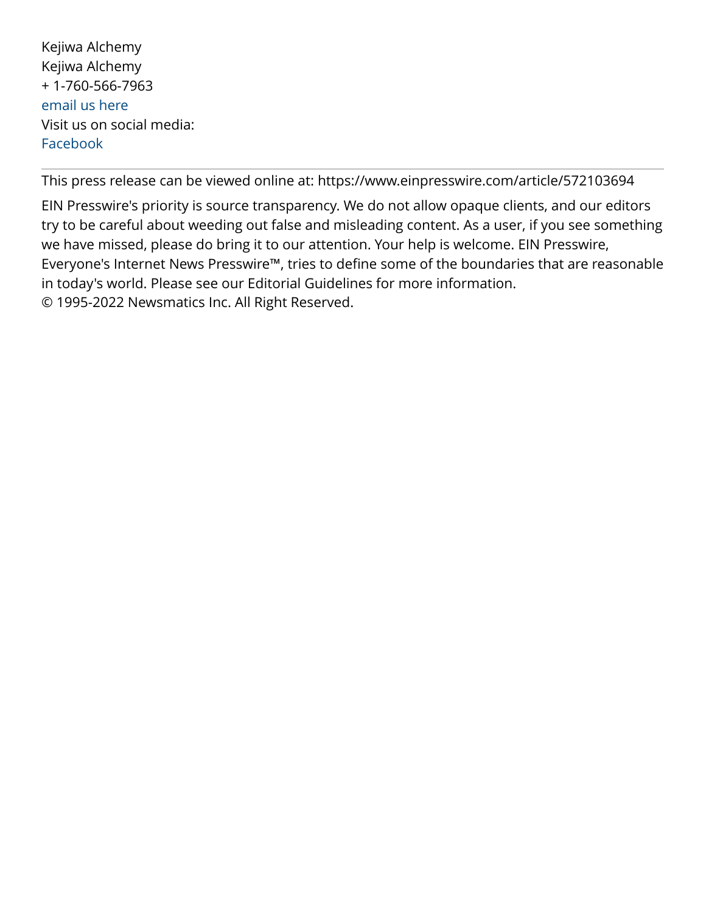Kejiwa Alchemy
Kejiwa Alchemy
+ 1-760-566-7963
email us here
Visit us on social media:
Facebook

---

This press release can be viewed online at: https://www.einpresswire.com/article/572103694

EIN Presswire's priority is source transparency. We do not allow opaque clients, and our editors try to be careful about weeding out false and misleading content. As a user, if you see something we have missed, please do bring it to our attention. Your help is welcome. EIN Presswire, Everyone's Internet News Presswire™, tries to define some of the boundaries that are reasonable in today's world. Please see our Editorial Guidelines for more information.
© 1995-2022 Newsmatics Inc. All Right Reserved.